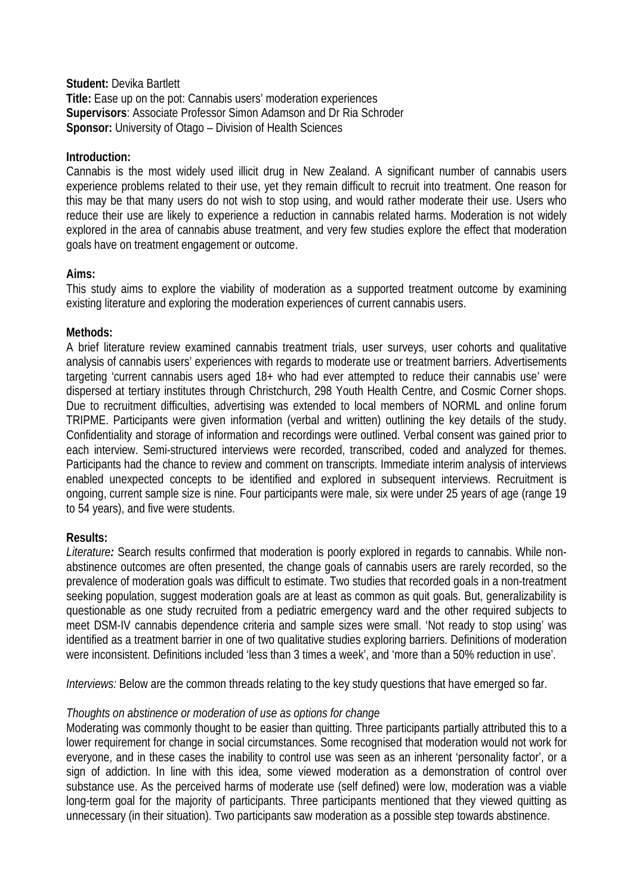**Student:** Devika Bartlett
**Title:** Ease up on the pot: Cannabis users' moderation experiences
**Supervisors**: Associate Professor Simon Adamson and Dr Ria Schroder
**Sponsor:** University of Otago – Division of Health Sciences

**Introduction:**

Cannabis is the most widely used illicit drug in New Zealand. A significant number of cannabis users experience problems related to their use, yet they remain difficult to recruit into treatment. One reason for this may be that many users do not wish to stop using, and would rather moderate their use. Users who reduce their use are likely to experience a reduction in cannabis related harms. Moderation is not widely explored in the area of cannabis abuse treatment, and very few studies explore the effect that moderation goals have on treatment engagement or outcome.

**Aims:**

This study aims to explore the viability of moderation as a supported treatment outcome by examining existing literature and exploring the moderation experiences of current cannabis users.

**Methods:**

A brief literature review examined cannabis treatment trials, user surveys, user cohorts and qualitative analysis of cannabis users' experiences with regards to moderate use or treatment barriers. Advertisements targeting 'current cannabis users aged 18+ who had ever attempted to reduce their cannabis use' were dispersed at tertiary institutes through Christchurch, 298 Youth Health Centre, and Cosmic Corner shops. Due to recruitment difficulties, advertising was extended to local members of NORML and online forum TRIPME. Participants were given information (verbal and written) outlining the key details of the study. Confidentiality and storage of information and recordings were outlined. Verbal consent was gained prior to each interview. Semi-structured interviews were recorded, transcribed, coded and analyzed for themes. Participants had the chance to review and comment on transcripts. Immediate interim analysis of interviews enabled unexpected concepts to be identified and explored in subsequent interviews. Recruitment is ongoing, current sample size is nine. Four participants were male, six were under 25 years of age (range 19 to 54 years), and five were students.

**Results:**

*Literature:* Search results confirmed that moderation is poorly explored in regards to cannabis. While non-abstinence outcomes are often presented, the change goals of cannabis users are rarely recorded, so the prevalence of moderation goals was difficult to estimate. Two studies that recorded goals in a non-treatment seeking population, suggest moderation goals are at least as common as quit goals. But, generalizability is questionable as one study recruited from a pediatric emergency ward and the other required subjects to meet DSM-IV cannabis dependence criteria and sample sizes were small. 'Not ready to stop using' was identified as a treatment barrier in one of two qualitative studies exploring barriers. Definitions of moderation were inconsistent. Definitions included 'less than 3 times a week', and 'more than a 50% reduction in use'.

*Interviews:* Below are the common threads relating to the key study questions that have emerged so far.

*Thoughts on abstinence or moderation of use as options for change*

Moderating was commonly thought to be easier than quitting. Three participants partially attributed this to a lower requirement for change in social circumstances. Some recognised that moderation would not work for everyone, and in these cases the inability to control use was seen as an inherent 'personality factor', or a sign of addiction. In line with this idea, some viewed moderation as a demonstration of control over substance use. As the perceived harms of moderate use (self defined) were low, moderation was a viable long-term goal for the majority of participants. Three participants mentioned that they viewed quitting as unnecessary (in their situation). Two participants saw moderation as a possible step towards abstinence.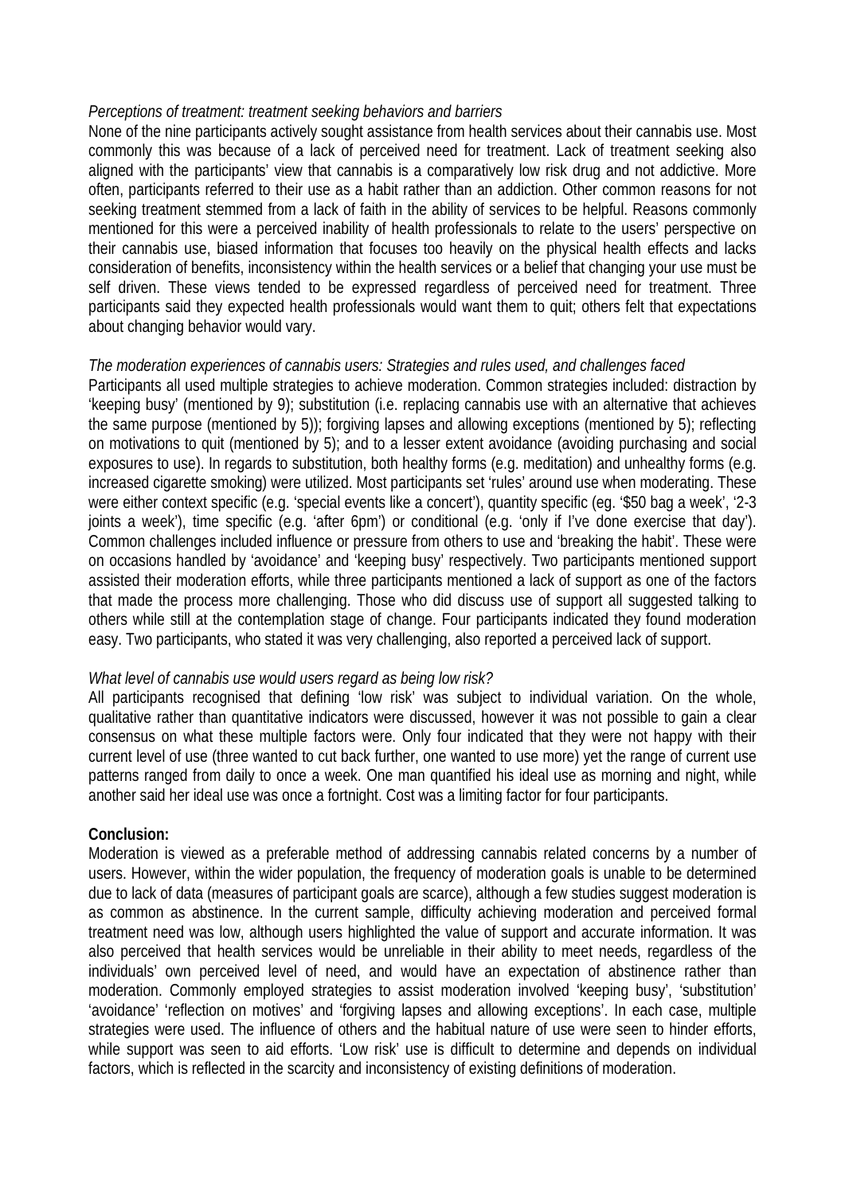*Perceptions of treatment: treatment seeking behaviors and barriers*

None of the nine participants actively sought assistance from health services about their cannabis use. Most commonly this was because of a lack of perceived need for treatment. Lack of treatment seeking also aligned with the participants' view that cannabis is a comparatively low risk drug and not addictive. More often, participants referred to their use as a habit rather than an addiction. Other common reasons for not seeking treatment stemmed from a lack of faith in the ability of services to be helpful. Reasons commonly mentioned for this were a perceived inability of health professionals to relate to the users' perspective on their cannabis use, biased information that focuses too heavily on the physical health effects and lacks consideration of benefits, inconsistency within the health services or a belief that changing your use must be self driven. These views tended to be expressed regardless of perceived need for treatment. Three participants said they expected health professionals would want them to quit; others felt that expectations about changing behavior would vary.

*The moderation experiences of cannabis users: Strategies and rules used, and challenges faced*

Participants all used multiple strategies to achieve moderation. Common strategies included: distraction by 'keeping busy' (mentioned by 9); substitution (i.e. replacing cannabis use with an alternative that achieves the same purpose (mentioned by 5)); forgiving lapses and allowing exceptions (mentioned by 5); reflecting on motivations to quit (mentioned by 5); and to a lesser extent avoidance (avoiding purchasing and social exposures to use). In regards to substitution, both healthy forms (e.g. meditation) and unhealthy forms (e.g. increased cigarette smoking) were utilized. Most participants set 'rules' around use when moderating. These were either context specific (e.g. 'special events like a concert'), quantity specific (eg. '$50 bag a week', '2-3 joints a week'), time specific (e.g. 'after 6pm') or conditional (e.g. 'only if I've done exercise that day'). Common challenges included influence or pressure from others to use and 'breaking the habit'. These were on occasions handled by 'avoidance' and 'keeping busy' respectively. Two participants mentioned support assisted their moderation efforts, while three participants mentioned a lack of support as one of the factors that made the process more challenging. Those who did discuss use of support all suggested talking to others while still at the contemplation stage of change. Four participants indicated they found moderation easy. Two participants, who stated it was very challenging, also reported a perceived lack of support.

*What level of cannabis use would users regard as being low risk?*

All participants recognised that defining 'low risk' was subject to individual variation. On the whole, qualitative rather than quantitative indicators were discussed, however it was not possible to gain a clear consensus on what these multiple factors were. Only four indicated that they were not happy with their current level of use (three wanted to cut back further, one wanted to use more) yet the range of current use patterns ranged from daily to once a week. One man quantified his ideal use as morning and night, while another said her ideal use was once a fortnight. Cost was a limiting factor for four participants.

**Conclusion:**

Moderation is viewed as a preferable method of addressing cannabis related concerns by a number of users. However, within the wider population, the frequency of moderation goals is unable to be determined due to lack of data (measures of participant goals are scarce), although a few studies suggest moderation is as common as abstinence. In the current sample, difficulty achieving moderation and perceived formal treatment need was low, although users highlighted the value of support and accurate information. It was also perceived that health services would be unreliable in their ability to meet needs, regardless of the individuals' own perceived level of need, and would have an expectation of abstinence rather than moderation. Commonly employed strategies to assist moderation involved 'keeping busy', 'substitution' 'avoidance' 'reflection on motives' and 'forgiving lapses and allowing exceptions'. In each case, multiple strategies were used. The influence of others and the habitual nature of use were seen to hinder efforts, while support was seen to aid efforts. 'Low risk' use is difficult to determine and depends on individual factors, which is reflected in the scarcity and inconsistency of existing definitions of moderation.